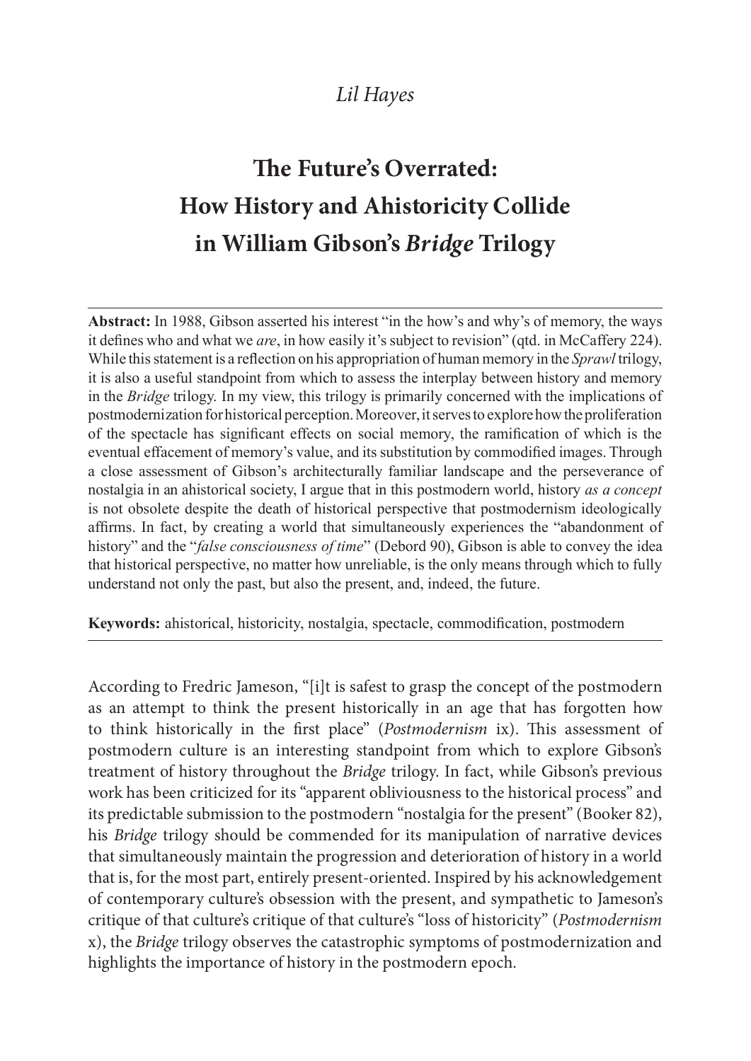*Lil Hayes*

# The Future's Overrated: How History and Ahistoricity Collide in William Gibson's *Bridge* Trilogy

**Abstract:** In 1988, Gibson asserted his interest "in the how's and why's of memory, the ways it defines who and what we *are*, in how easily it's subject to revision" (qtd. in McCaffery 224). While this statement is a reflection on his appropriation of human memory in the *Sprawl* trilogy, it is also a useful standpoint from which to assess the interplay between history and memory in the *Bridge* trilogy. In my view, this trilogy is primarily concerned with the implications of postmodernization for historical perception. Moreover, it serves to explore how the proliferation of the spectacle has significant effects on social memory, the ramification of which is the eventual effacement of memory's value, and its substitution by commodified images. Through a close assessment of Gibson's architecturally familiar landscape and the perseverance of nostalgia in an ahistorical society, I argue that in this postmodern world, history *as a concept* is not obsolete despite the death of historical perspective that postmodernism ideologically affirms. In fact, by creating a world that simultaneously experiences the "abandonment of history" and the "*false consciousness of time*" (Debord 90), Gibson is able to convey the idea that historical perspective, no matter how unreliable, is the only means through which to fully understand not only the past, but also the present, and, indeed, the future.

**Keywords:** ahistorical, historicity, nostalgia, spectacle, commodification, postmodern

---

According to Fredric Jameson, "[i]t is safest to grasp the concept of the postmodern as an attempt to think the present historically in an age that has forgotten how to think historically in the first place" (*Postmodernism* ix). This assessment of postmodern culture is an interesting standpoint from which to explore Gibson's treatment of history throughout the *Bridge* trilogy. In fact, while Gibson's previous work has been criticized for its "apparent obliviousness to the historical process" and its predictable submission to the postmodern "nostalgia for the present" (Booker 82), his *Bridge* trilogy should be commended for its manipulation of narrative devices that simultaneously maintain the progression and deterioration of history in a world that is, for the most part, entirely present-oriented. Inspired by his acknowledgement of contemporary culture's obsession with the present, and sympathetic to Jameson's critique of that culture's critique of that culture's "loss of historicity" (*Postmodernism* x), the *Bridge* trilogy observes the catastrophic symptoms of postmodernization and highlights the importance of history in the postmodern epoch.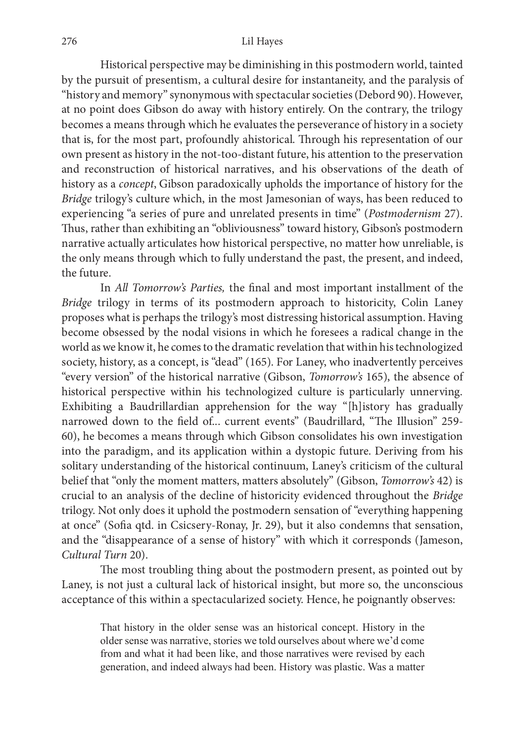Historical perspective may be diminishing in this postmodern world, tainted by the pursuit of presentism, a cultural desire for instantaneity, and the paralysis of "history and memory" synonymous with spectacular societies (Debord 90). However, at no point does Gibson do away with history entirely. On the contrary, the trilogy becomes a means through which he evaluates the perseverance of history in a society that is, for the most part, profoundly ahistorical. Through his representation of our own present as history in the not-too-distant future, his attention to the preservation and reconstruction of historical narratives, and his observations of the death of history as a *concept*, Gibson paradoxically upholds the importance of history for the *Bridge* trilogy's culture which, in the most Jamesonian of ways, has been reduced to experiencing "a series of pure and unrelated presents in time" (*Postmodernism* 27). Thus, rather than exhibiting an "obliviousness" toward history, Gibson's postmodern narrative actually articulates how historical perspective, no matter how unreliable, is the only means through which to fully understand the past, the present, and indeed, the future.

In *All Tomorrow's Parties,* the final and most important installment of the *Bridge* trilogy in terms of its postmodern approach to historicity, Colin Laney proposes what is perhaps the trilogy's most distressing historical assumption. Having become obsessed by the nodal visions in which he foresees a radical change in the world as we know it, he comes to the dramatic revelation that within his technologized society, history, as a concept, is "dead" (165). For Laney, who inadvertently perceives "every version" of the historical narrative (Gibson, *Tomorrow's* 165), the absence of historical perspective within his technologized culture is particularly unnerving. Exhibiting a Baudrillardian apprehension for the way "[h]istory has gradually narrowed down to the field of... current events" (Baudrillard, "The Illusion" 259-60), he becomes a means through which Gibson consolidates his own investigation into the paradigm, and its application within a dystopic future. Deriving from his solitary understanding of the historical continuum, Laney's criticism of the cultural belief that "only the moment matters, matters absolutely" (Gibson, *Tomorrow's* 42) is crucial to an analysis of the decline of historicity evidenced throughout the *Bridge* trilogy. Not only does it uphold the postmodern sensation of "everything happening at once" (Sofia qtd. in Csicsery-Ronay, Jr. 29), but it also condemns that sensation, and the "disappearance of a sense of history" with which it corresponds (Jameson, *Cultural Turn* 20).

The most troubling thing about the postmodern present, as pointed out by Laney, is not just a cultural lack of historical insight, but more so, the unconscious acceptance of this within a spectacularized society. Hence, he poignantly observes:

> That history in the older sense was an historical concept. History in the older sense was narrative, stories we told ourselves about where we'd come from and what it had been like, and those narratives were revised by each generation, and indeed always had been. History was plastic. Was a matter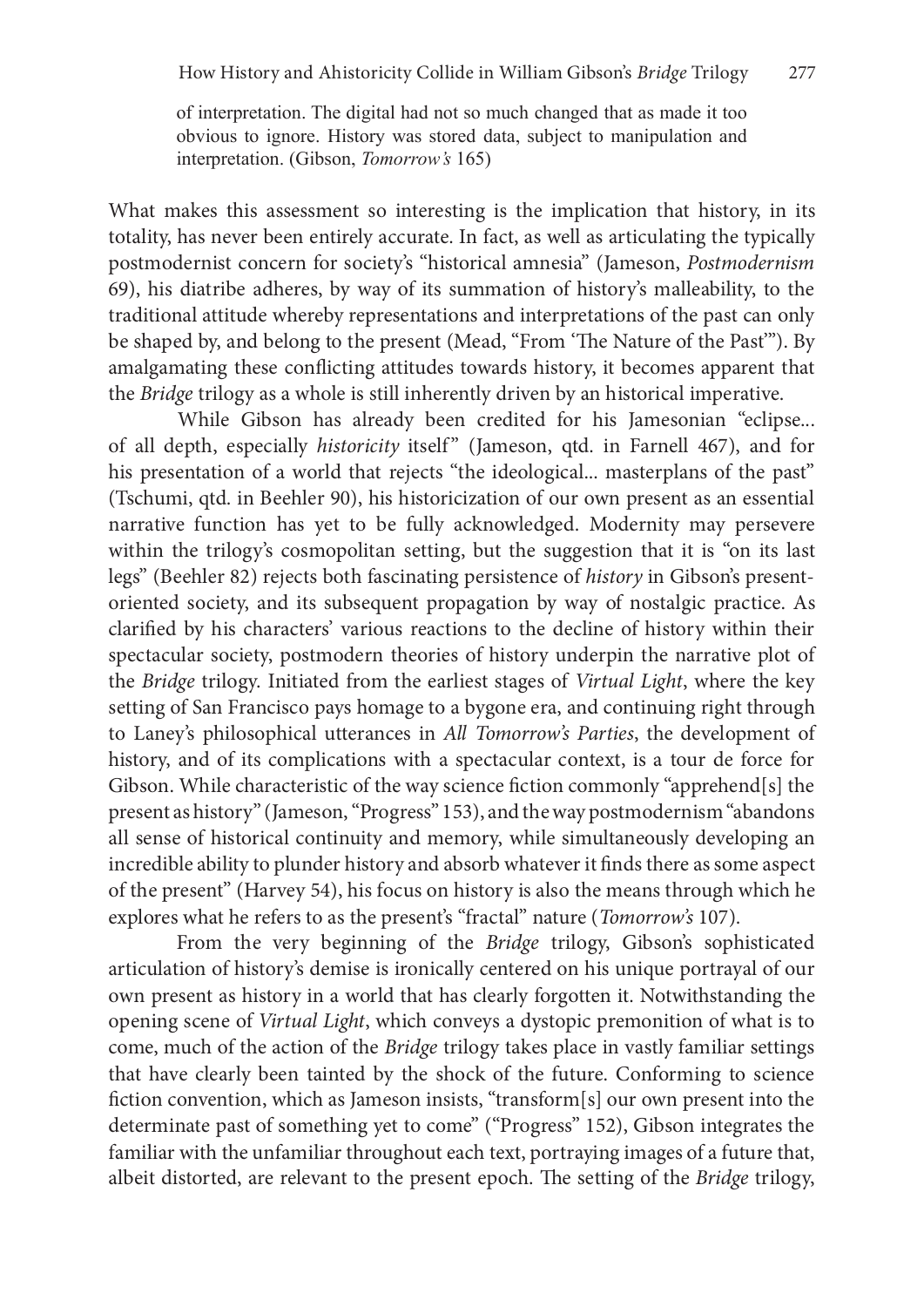> of interpretation. The digital had not so much changed that as made it too obvious to ignore. History was stored data, subject to manipulation and interpretation. (Gibson, *Tomorrow's* 165)

What makes this assessment so interesting is the implication that history, in its totality, has never been entirely accurate. In fact, as well as articulating the typically postmodernist concern for society's "historical amnesia" (Jameson, *Postmodernism* 69), his diatribe adheres, by way of its summation of history's malleability, to the traditional attitude whereby representations and interpretations of the past can only be shaped by, and belong to the present (Mead, "From 'The Nature of the Past'"). By amalgamating these conflicting attitudes towards history, it becomes apparent that the *Bridge* trilogy as a whole is still inherently driven by an historical imperative.

While Gibson has already been credited for his Jamesonian "eclipse... of all depth, especially *historicity* itself" (Jameson, qtd. in Farnell 467), and for his presentation of a world that rejects "the ideological... masterplans of the past" (Tschumi, qtd. in Beehler 90), his historicization of our own present as an essential narrative function has yet to be fully acknowledged. Modernity may persevere within the trilogy's cosmopolitan setting, but the suggestion that it is "on its last legs" (Beehler 82) rejects both fascinating persistence of *history* in Gibson's present-oriented society, and its subsequent propagation by way of nostalgic practice. As clarified by his characters' various reactions to the decline of history within their spectacular society, postmodern theories of history underpin the narrative plot of the *Bridge* trilogy. Initiated from the earliest stages of *Virtual Light*, where the key setting of San Francisco pays homage to a bygone era, and continuing right through to Laney's philosophical utterances in *All Tomorrow's Parties*, the development of history, and of its complications with a spectacular context, is a tour de force for Gibson. While characteristic of the way science fiction commonly "apprehend[s] the present as history" (Jameson, "Progress" 153), and the way postmodernism "abandons all sense of historical continuity and memory, while simultaneously developing an incredible ability to plunder history and absorb whatever it finds there as some aspect of the present" (Harvey 54), his focus on history is also the means through which he explores what he refers to as the present's "fractal" nature (*Tomorrow's* 107).

From the very beginning of the *Bridge* trilogy, Gibson's sophisticated articulation of history's demise is ironically centered on his unique portrayal of our own present as history in a world that has clearly forgotten it. Notwithstanding the opening scene of *Virtual Light*, which conveys a dystopic premonition of what is to come, much of the action of the *Bridge* trilogy takes place in vastly familiar settings that have clearly been tainted by the shock of the future. Conforming to science fiction convention, which as Jameson insists, "transform[s] our own present into the determinate past of something yet to come" ("Progress" 152), Gibson integrates the familiar with the unfamiliar throughout each text, portraying images of a future that, albeit distorted, are relevant to the present epoch. The setting of the *Bridge* trilogy,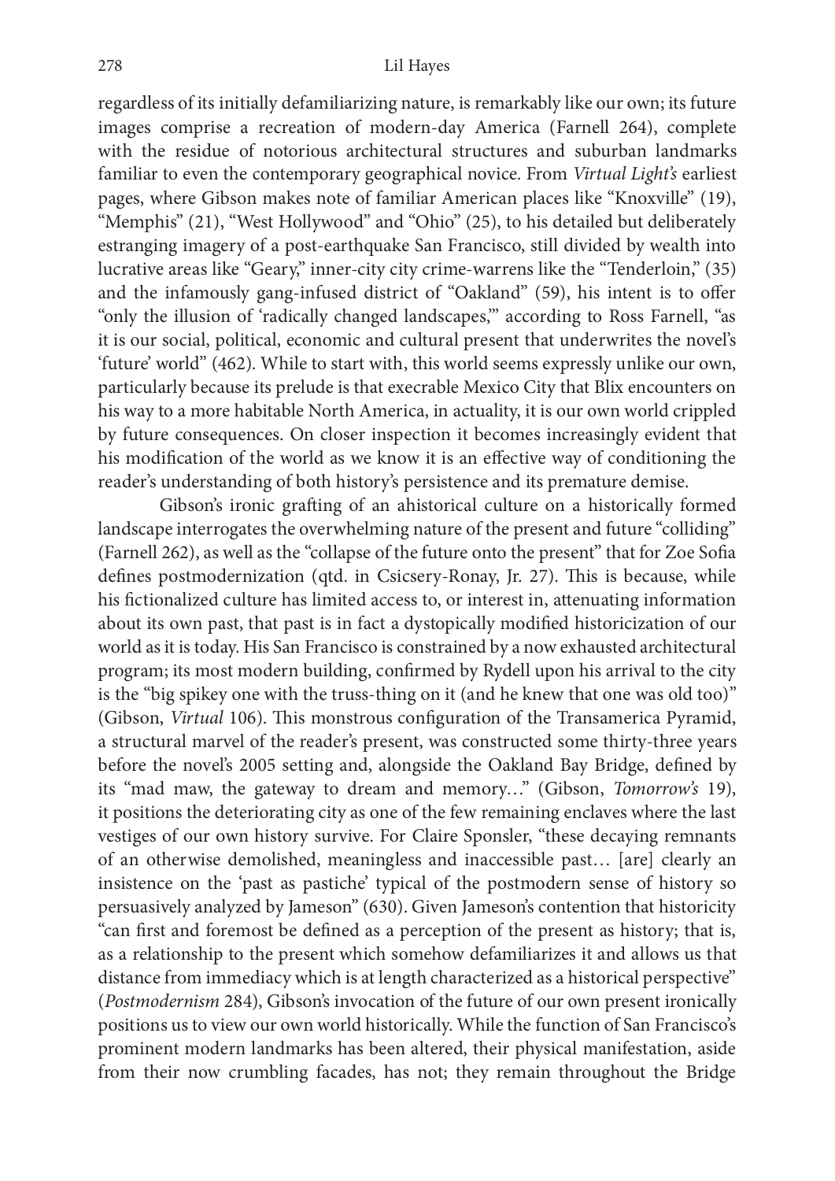regardless of its initially defamiliarizing nature, is remarkably like our own; its future images comprise a recreation of modern-day America (Farnell 264), complete with the residue of notorious architectural structures and suburban landmarks familiar to even the contemporary geographical novice. From *Virtual Light's* earliest pages, where Gibson makes note of familiar American places like "Knoxville" (19), "Memphis" (21), "West Hollywood" and "Ohio" (25), to his detailed but deliberately estranging imagery of a post-earthquake San Francisco, still divided by wealth into lucrative areas like "Geary," inner-city city crime-warrens like the "Tenderloin," (35) and the infamously gang-infused district of "Oakland" (59), his intent is to offer "only the illusion of 'radically changed landscapes,'" according to Ross Farnell, "as it is our social, political, economic and cultural present that underwrites the novel's 'future' world" (462). While to start with, this world seems expressly unlike our own, particularly because its prelude is that execrable Mexico City that Blix encounters on his way to a more habitable North America, in actuality, it is our own world crippled by future consequences. On closer inspection it becomes increasingly evident that his modification of the world as we know it is an effective way of conditioning the reader's understanding of both history's persistence and its premature demise.

Gibson's ironic grafting of an ahistorical culture on a historically formed landscape interrogates the overwhelming nature of the present and future "colliding" (Farnell 262), as well as the "collapse of the future onto the present" that for Zoe Sofia defines postmodernization (qtd. in Csicsery-Ronay, Jr. 27). This is because, while his fictionalized culture has limited access to, or interest in, attenuating information about its own past, that past is in fact a dystopically modified historicization of our world as it is today. His San Francisco is constrained by a now exhausted architectural program; its most modern building, confirmed by Rydell upon his arrival to the city is the "big spikey one with the truss-thing on it (and he knew that one was old too)" (Gibson, *Virtual* 106). This monstrous configuration of the Transamerica Pyramid, a structural marvel of the reader's present, was constructed some thirty-three years before the novel's 2005 setting and, alongside the Oakland Bay Bridge, defined by its "mad maw, the gateway to dream and memory…" (Gibson, *Tomorrow's* 19), it positions the deteriorating city as one of the few remaining enclaves where the last vestiges of our own history survive. For Claire Sponsler, "these decaying remnants of an otherwise demolished, meaningless and inaccessible past… [are] clearly an insistence on the 'past as pastiche' typical of the postmodern sense of history so persuasively analyzed by Jameson" (630). Given Jameson's contention that historicity "can first and foremost be defined as a perception of the present as history; that is, as a relationship to the present which somehow defamiliarizes it and allows us that distance from immediacy which is at length characterized as a historical perspective" (*Postmodernism* 284), Gibson's invocation of the future of our own present ironically positions us to view our own world historically. While the function of San Francisco's prominent modern landmarks has been altered, their physical manifestation, aside from their now crumbling facades, has not; they remain throughout the Bridge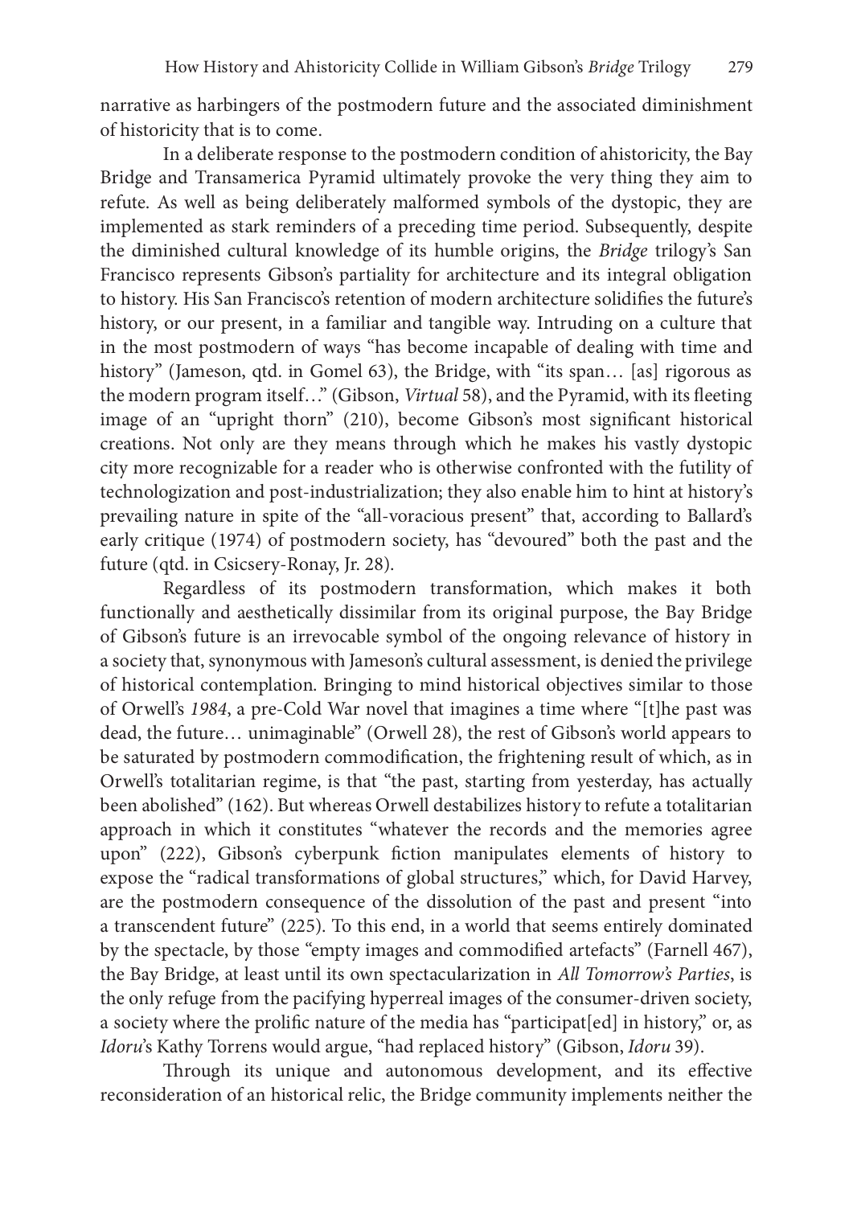narrative as harbingers of the postmodern future and the associated diminishment of historicity that is to come.

In a deliberate response to the postmodern condition of ahistoricity, the Bay Bridge and Transamerica Pyramid ultimately provoke the very thing they aim to refute. As well as being deliberately malformed symbols of the dystopic, they are implemented as stark reminders of a preceding time period. Subsequently, despite the diminished cultural knowledge of its humble origins, the *Bridge* trilogy's San Francisco represents Gibson's partiality for architecture and its integral obligation to history. His San Francisco's retention of modern architecture solidifies the future's history, or our present, in a familiar and tangible way. Intruding on a culture that in the most postmodern of ways "has become incapable of dealing with time and history" (Jameson, qtd. in Gomel 63), the Bridge, with "its span… [as] rigorous as the modern program itself…" (Gibson, *Virtual* 58), and the Pyramid, with its fleeting image of an "upright thorn" (210), become Gibson's most significant historical creations. Not only are they means through which he makes his vastly dystopic city more recognizable for a reader who is otherwise confronted with the futility of technologization and post-industrialization; they also enable him to hint at history's prevailing nature in spite of the "all-voracious present" that, according to Ballard's early critique (1974) of postmodern society, has "devoured" both the past and the future (qtd. in Csicsery-Ronay, Jr. 28).

Regardless of its postmodern transformation, which makes it both functionally and aesthetically dissimilar from its original purpose, the Bay Bridge of Gibson's future is an irrevocable symbol of the ongoing relevance of history in a society that, synonymous with Jameson's cultural assessment, is denied the privilege of historical contemplation. Bringing to mind historical objectives similar to those of Orwell's *1984*, a pre-Cold War novel that imagines a time where "[t]he past was dead, the future… unimaginable" (Orwell 28), the rest of Gibson's world appears to be saturated by postmodern commodification, the frightening result of which, as in Orwell's totalitarian regime, is that "the past, starting from yesterday, has actually been abolished" (162). But whereas Orwell destabilizes history to refute a totalitarian approach in which it constitutes "whatever the records and the memories agree upon" (222), Gibson's cyberpunk fiction manipulates elements of history to expose the "radical transformations of global structures," which, for David Harvey, are the postmodern consequence of the dissolution of the past and present "into a transcendent future" (225). To this end, in a world that seems entirely dominated by the spectacle, by those "empty images and commodified artefacts" (Farnell 467), the Bay Bridge, at least until its own spectacularization in *All Tomorrow's Parties*, is the only refuge from the pacifying hyperreal images of the consumer-driven society, a society where the prolific nature of the media has "participat[ed] in history," or, as *Idoru*'s Kathy Torrens would argue, "had replaced history" (Gibson, *Idoru* 39).

Through its unique and autonomous development, and its effective reconsideration of an historical relic, the Bridge community implements neither the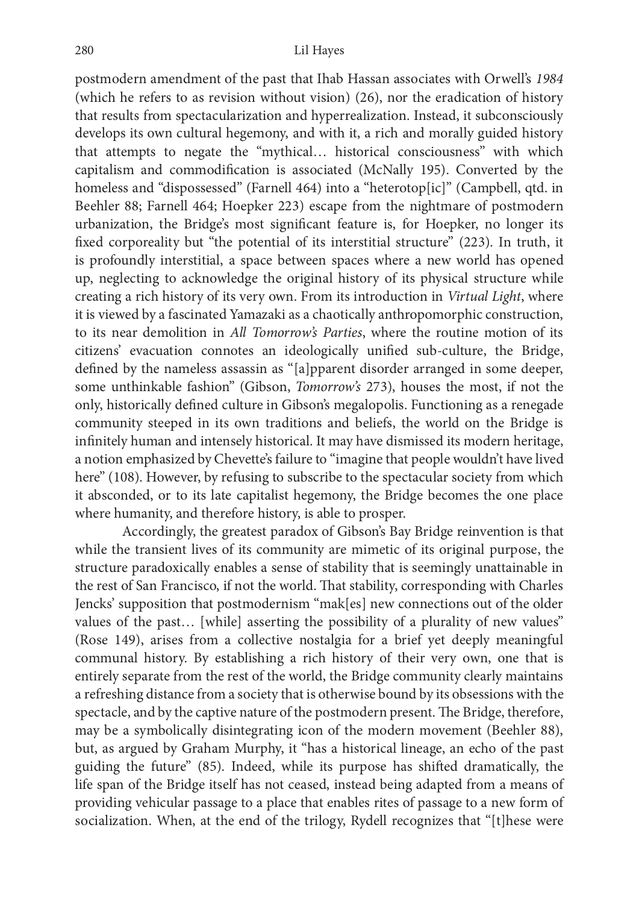postmodern amendment of the past that Ihab Hassan associates with Orwell's *1984* (which he refers to as revision without vision) (26), nor the eradication of history that results from spectacularization and hyperrealization. Instead, it subconsciously develops its own cultural hegemony, and with it, a rich and morally guided history that attempts to negate the "mythical… historical consciousness" with which capitalism and commodification is associated (McNally 195). Converted by the homeless and "dispossessed" (Farnell 464) into a "heterotop[ic]" (Campbell, qtd. in Beehler 88; Farnell 464; Hoepker 223) escape from the nightmare of postmodern urbanization, the Bridge's most significant feature is, for Hoepker, no longer its fixed corporeality but "the potential of its interstitial structure" (223). In truth, it is profoundly interstitial, a space between spaces where a new world has opened up, neglecting to acknowledge the original history of its physical structure while creating a rich history of its very own. From its introduction in *Virtual Light*, where it is viewed by a fascinated Yamazaki as a chaotically anthropomorphic construction, to its near demolition in *All Tomorrow's Parties*, where the routine motion of its citizens' evacuation connotes an ideologically unified sub-culture, the Bridge, defined by the nameless assassin as "[a]pparent disorder arranged in some deeper, some unthinkable fashion" (Gibson, *Tomorrow's* 273), houses the most, if not the only, historically defined culture in Gibson's megalopolis. Functioning as a renegade community steeped in its own traditions and beliefs, the world on the Bridge is infinitely human and intensely historical. It may have dismissed its modern heritage, a notion emphasized by Chevette's failure to "imagine that people wouldn't have lived here" (108). However, by refusing to subscribe to the spectacular society from which it absconded, or to its late capitalist hegemony, the Bridge becomes the one place where humanity, and therefore history, is able to prosper.

Accordingly, the greatest paradox of Gibson's Bay Bridge reinvention is that while the transient lives of its community are mimetic of its original purpose, the structure paradoxically enables a sense of stability that is seemingly unattainable in the rest of San Francisco, if not the world. That stability, corresponding with Charles Jencks' supposition that postmodernism "mak[es] new connections out of the older values of the past… [while] asserting the possibility of a plurality of new values" (Rose 149), arises from a collective nostalgia for a brief yet deeply meaningful communal history. By establishing a rich history of their very own, one that is entirely separate from the rest of the world, the Bridge community clearly maintains a refreshing distance from a society that is otherwise bound by its obsessions with the spectacle, and by the captive nature of the postmodern present. The Bridge, therefore, may be a symbolically disintegrating icon of the modern movement (Beehler 88), but, as argued by Graham Murphy, it "has a historical lineage, an echo of the past guiding the future" (85). Indeed, while its purpose has shifted dramatically, the life span of the Bridge itself has not ceased, instead being adapted from a means of providing vehicular passage to a place that enables rites of passage to a new form of socialization. When, at the end of the trilogy, Rydell recognizes that "[t]hese were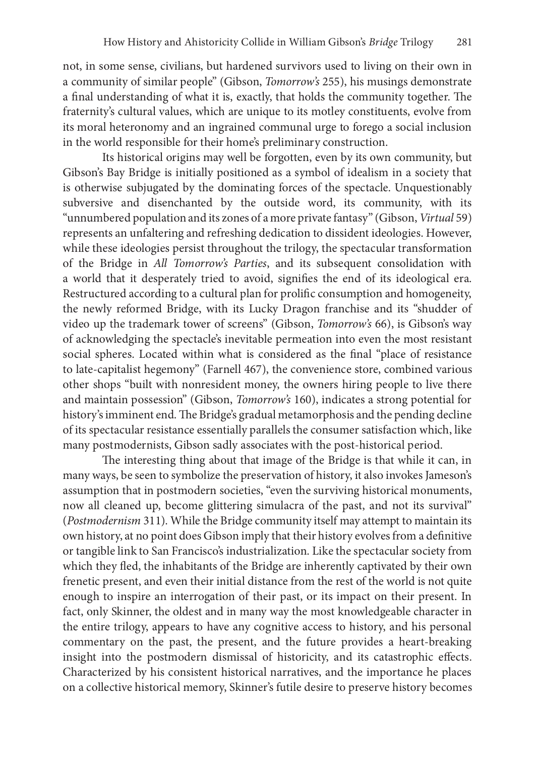not, in some sense, civilians, but hardened survivors used to living on their own in a community of similar people" (Gibson, *Tomorrow's* 255), his musings demonstrate a final understanding of what it is, exactly, that holds the community together. The fraternity's cultural values, which are unique to its motley constituents, evolve from its moral heteronomy and an ingrained communal urge to forego a social inclusion in the world responsible for their home's preliminary construction.

Its historical origins may well be forgotten, even by its own community, but Gibson's Bay Bridge is initially positioned as a symbol of idealism in a society that is otherwise subjugated by the dominating forces of the spectacle. Unquestionably subversive and disenchanted by the outside word, its community, with its "unnumbered population and its zones of a more private fantasy" (Gibson, *Virtual* 59) represents an unfaltering and refreshing dedication to dissident ideologies. However, while these ideologies persist throughout the trilogy, the spectacular transformation of the Bridge in *All Tomorrow's Parties*, and its subsequent consolidation with a world that it desperately tried to avoid, signifies the end of its ideological era. Restructured according to a cultural plan for prolific consumption and homogeneity, the newly reformed Bridge, with its Lucky Dragon franchise and its "shudder of video up the trademark tower of screens" (Gibson, *Tomorrow's* 66), is Gibson's way of acknowledging the spectacle's inevitable permeation into even the most resistant social spheres. Located within what is considered as the final "place of resistance to late-capitalist hegemony" (Farnell 467), the convenience store, combined various other shops "built with nonresident money, the owners hiring people to live there and maintain possession" (Gibson, *Tomorrow's* 160), indicates a strong potential for history's imminent end. The Bridge's gradual metamorphosis and the pending decline of its spectacular resistance essentially parallels the consumer satisfaction which, like many postmodernists, Gibson sadly associates with the post-historical period.

The interesting thing about that image of the Bridge is that while it can, in many ways, be seen to symbolize the preservation of history, it also invokes Jameson's assumption that in postmodern societies, "even the surviving historical monuments, now all cleaned up, become glittering simulacra of the past, and not its survival" (*Postmodernism* 311). While the Bridge community itself may attempt to maintain its own history, at no point does Gibson imply that their history evolves from a definitive or tangible link to San Francisco's industrialization. Like the spectacular society from which they fled, the inhabitants of the Bridge are inherently captivated by their own frenetic present, and even their initial distance from the rest of the world is not quite enough to inspire an interrogation of their past, or its impact on their present. In fact, only Skinner, the oldest and in many way the most knowledgeable character in the entire trilogy, appears to have any cognitive access to history, and his personal commentary on the past, the present, and the future provides a heart-breaking insight into the postmodern dismissal of historicity, and its catastrophic effects. Characterized by his consistent historical narratives, and the importance he places on a collective historical memory, Skinner's futile desire to preserve history becomes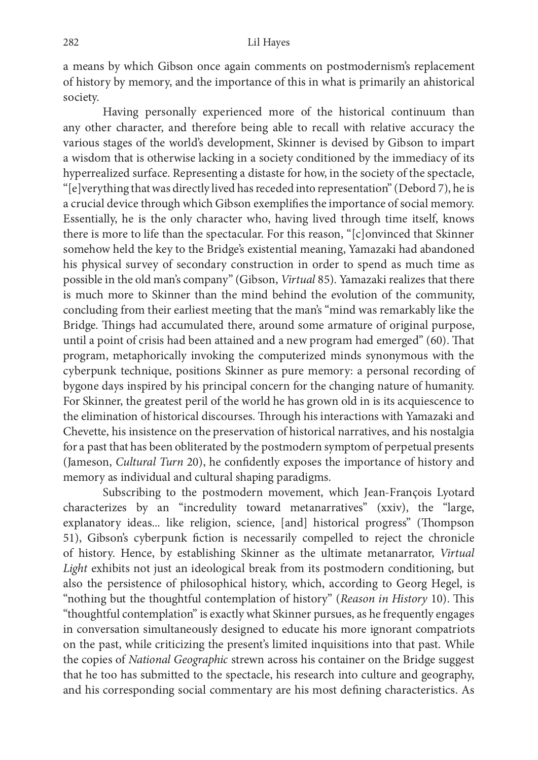a means by which Gibson once again comments on postmodernism's replacement of history by memory, and the importance of this in what is primarily an ahistorical society.

Having personally experienced more of the historical continuum than any other character, and therefore being able to recall with relative accuracy the various stages of the world's development, Skinner is devised by Gibson to impart a wisdom that is otherwise lacking in a society conditioned by the immediacy of its hyperrealized surface. Representing a distaste for how, in the society of the spectacle, "[e]verything that was directly lived has receded into representation" (Debord 7), he is a crucial device through which Gibson exemplifies the importance of social memory. Essentially, he is the only character who, having lived through time itself, knows there is more to life than the spectacular. For this reason, "[c]onvinced that Skinner somehow held the key to the Bridge's existential meaning, Yamazaki had abandoned his physical survey of secondary construction in order to spend as much time as possible in the old man's company" (Gibson, *Virtual* 85). Yamazaki realizes that there is much more to Skinner than the mind behind the evolution of the community, concluding from their earliest meeting that the man's "mind was remarkably like the Bridge. Things had accumulated there, around some armature of original purpose, until a point of crisis had been attained and a new program had emerged" (60). That program, metaphorically invoking the computerized minds synonymous with the cyberpunk technique, positions Skinner as pure memory: a personal recording of bygone days inspired by his principal concern for the changing nature of humanity. For Skinner, the greatest peril of the world he has grown old in is its acquiescence to the elimination of historical discourses. Through his interactions with Yamazaki and Chevette, his insistence on the preservation of historical narratives, and his nostalgia for a past that has been obliterated by the postmodern symptom of perpetual presents (Jameson, *Cultural Turn* 20), he confidently exposes the importance of history and memory as individual and cultural shaping paradigms.

Subscribing to the postmodern movement, which Jean-François Lyotard characterizes by an "incredulity toward metanarratives" (xxiv), the "large, explanatory ideas... like religion, science, [and] historical progress" (Thompson 51), Gibson's cyberpunk fiction is necessarily compelled to reject the chronicle of history. Hence, by establishing Skinner as the ultimate metanarrator, *Virtual Light* exhibits not just an ideological break from its postmodern conditioning, but also the persistence of philosophical history, which, according to Georg Hegel, is "nothing but the thoughtful contemplation of history" (*Reason in History* 10). This "thoughtful contemplation" is exactly what Skinner pursues, as he frequently engages in conversation simultaneously designed to educate his more ignorant compatriots on the past, while criticizing the present's limited inquisitions into that past. While the copies of *National Geographic* strewn across his container on the Bridge suggest that he too has submitted to the spectacle, his research into culture and geography, and his corresponding social commentary are his most defining characteristics. As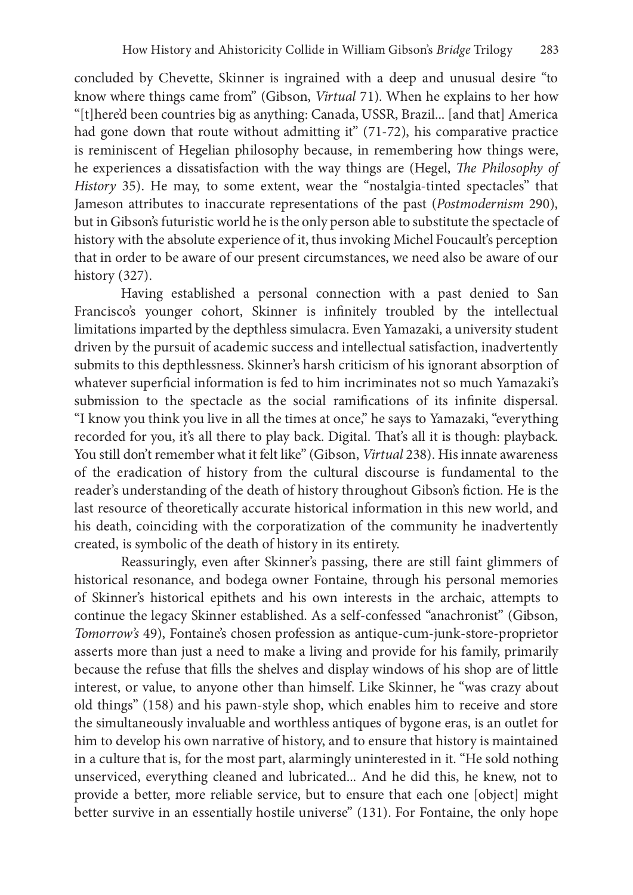concluded by Chevette, Skinner is ingrained with a deep and unusual desire "to know where things came from" (Gibson, *Virtual* 71). When he explains to her how "[t]here'd been countries big as anything: Canada, USSR, Brazil... [and that] America had gone down that route without admitting it" (71-72), his comparative practice is reminiscent of Hegelian philosophy because, in remembering how things were, he experiences a dissatisfaction with the way things are (Hegel, *The Philosophy of History* 35). He may, to some extent, wear the "nostalgia-tinted spectacles" that Jameson attributes to inaccurate representations of the past (*Postmodernism* 290), but in Gibson's futuristic world he is the only person able to substitute the spectacle of history with the absolute experience of it, thus invoking Michel Foucault's perception that in order to be aware of our present circumstances, we need also be aware of our history (327).

Having established a personal connection with a past denied to San Francisco's younger cohort, Skinner is infinitely troubled by the intellectual limitations imparted by the depthless simulacra. Even Yamazaki, a university student driven by the pursuit of academic success and intellectual satisfaction, inadvertently submits to this depthlessness. Skinner's harsh criticism of his ignorant absorption of whatever superficial information is fed to him incriminates not so much Yamazaki's submission to the spectacle as the social ramifications of its infinite dispersal. "I know you think you live in all the times at once," he says to Yamazaki, "everything recorded for you, it's all there to play back. Digital. That's all it is though: playback. You still don't remember what it felt like" (Gibson, *Virtual* 238). His innate awareness of the eradication of history from the cultural discourse is fundamental to the reader's understanding of the death of history throughout Gibson's fiction. He is the last resource of theoretically accurate historical information in this new world, and his death, coinciding with the corporatization of the community he inadvertently created, is symbolic of the death of history in its entirety.

Reassuringly, even after Skinner's passing, there are still faint glimmers of historical resonance, and bodega owner Fontaine, through his personal memories of Skinner's historical epithets and his own interests in the archaic, attempts to continue the legacy Skinner established. As a self-confessed "anachronist" (Gibson, *Tomorrow's* 49), Fontaine's chosen profession as antique-cum-junk-store-proprietor asserts more than just a need to make a living and provide for his family, primarily because the refuse that fills the shelves and display windows of his shop are of little interest, or value, to anyone other than himself. Like Skinner, he "was crazy about old things" (158) and his pawn-style shop, which enables him to receive and store the simultaneously invaluable and worthless antiques of bygone eras, is an outlet for him to develop his own narrative of history, and to ensure that history is maintained in a culture that is, for the most part, alarmingly uninterested in it. "He sold nothing unserviced, everything cleaned and lubricated... And he did this, he knew, not to provide a better, more reliable service, but to ensure that each one [object] might better survive in an essentially hostile universe" (131). For Fontaine, the only hope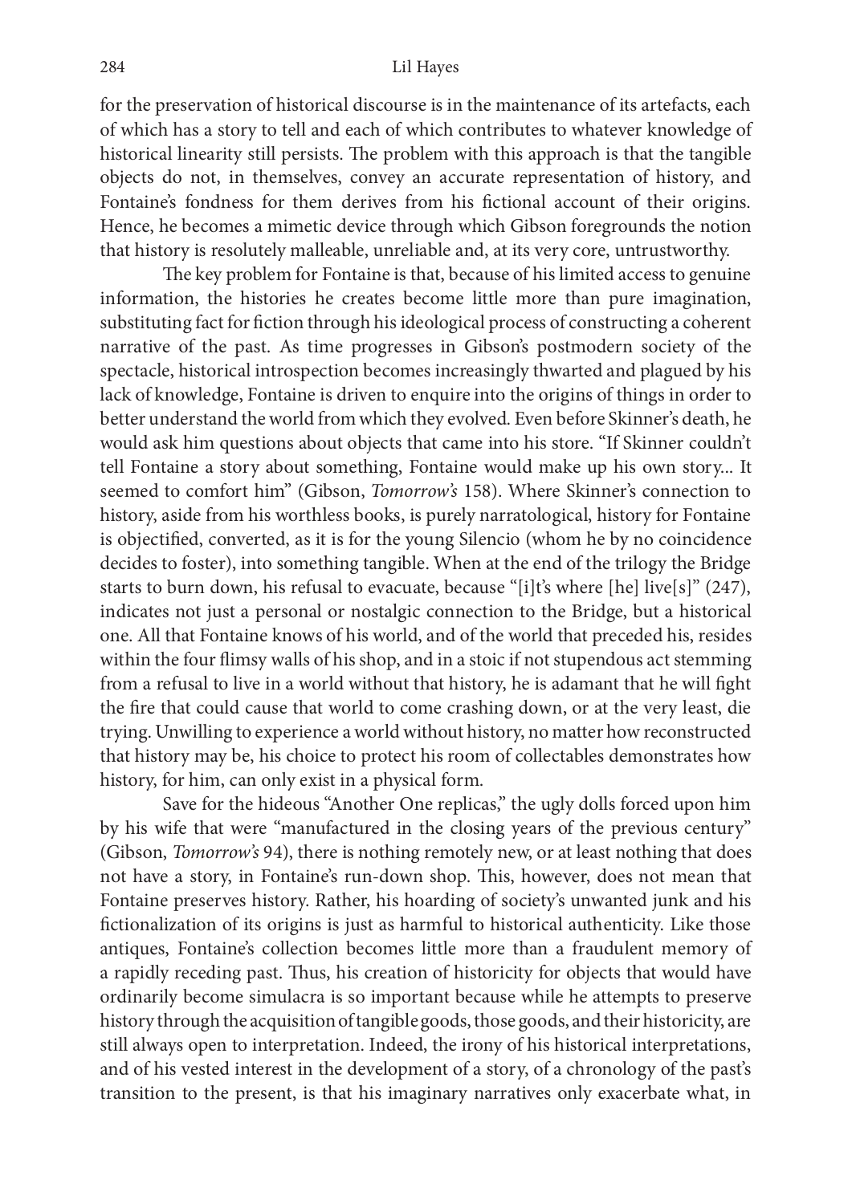for the preservation of historical discourse is in the maintenance of its artefacts, each of which has a story to tell and each of which contributes to whatever knowledge of historical linearity still persists. The problem with this approach is that the tangible objects do not, in themselves, convey an accurate representation of history, and Fontaine's fondness for them derives from his fictional account of their origins. Hence, he becomes a mimetic device through which Gibson foregrounds the notion that history is resolutely malleable, unreliable and, at its very core, untrustworthy.

The key problem for Fontaine is that, because of his limited access to genuine information, the histories he creates become little more than pure imagination, substituting fact for fiction through his ideological process of constructing a coherent narrative of the past. As time progresses in Gibson's postmodern society of the spectacle, historical introspection becomes increasingly thwarted and plagued by his lack of knowledge, Fontaine is driven to enquire into the origins of things in order to better understand the world from which they evolved. Even before Skinner's death, he would ask him questions about objects that came into his store. "If Skinner couldn't tell Fontaine a story about something, Fontaine would make up his own story... It seemed to comfort him" (Gibson, *Tomorrow's* 158). Where Skinner's connection to history, aside from his worthless books, is purely narratological, history for Fontaine is objectified, converted, as it is for the young Silencio (whom he by no coincidence decides to foster), into something tangible. When at the end of the trilogy the Bridge starts to burn down, his refusal to evacuate, because "[i]t's where [he] live[s]" (247), indicates not just a personal or nostalgic connection to the Bridge, but a historical one. All that Fontaine knows of his world, and of the world that preceded his, resides within the four flimsy walls of his shop, and in a stoic if not stupendous act stemming from a refusal to live in a world without that history, he is adamant that he will fight the fire that could cause that world to come crashing down, or at the very least, die trying. Unwilling to experience a world without history, no matter how reconstructed that history may be, his choice to protect his room of collectables demonstrates how history, for him, can only exist in a physical form.

Save for the hideous "Another One replicas," the ugly dolls forced upon him by his wife that were "manufactured in the closing years of the previous century" (Gibson, *Tomorrow's* 94), there is nothing remotely new, or at least nothing that does not have a story, in Fontaine's run-down shop. This, however, does not mean that Fontaine preserves history. Rather, his hoarding of society's unwanted junk and his fictionalization of its origins is just as harmful to historical authenticity. Like those antiques, Fontaine's collection becomes little more than a fraudulent memory of a rapidly receding past. Thus, his creation of historicity for objects that would have ordinarily become simulacra is so important because while he attempts to preserve history through the acquisition of tangible goods, those goods, and their historicity, are still always open to interpretation. Indeed, the irony of his historical interpretations, and of his vested interest in the development of a story, of a chronology of the past's transition to the present, is that his imaginary narratives only exacerbate what, in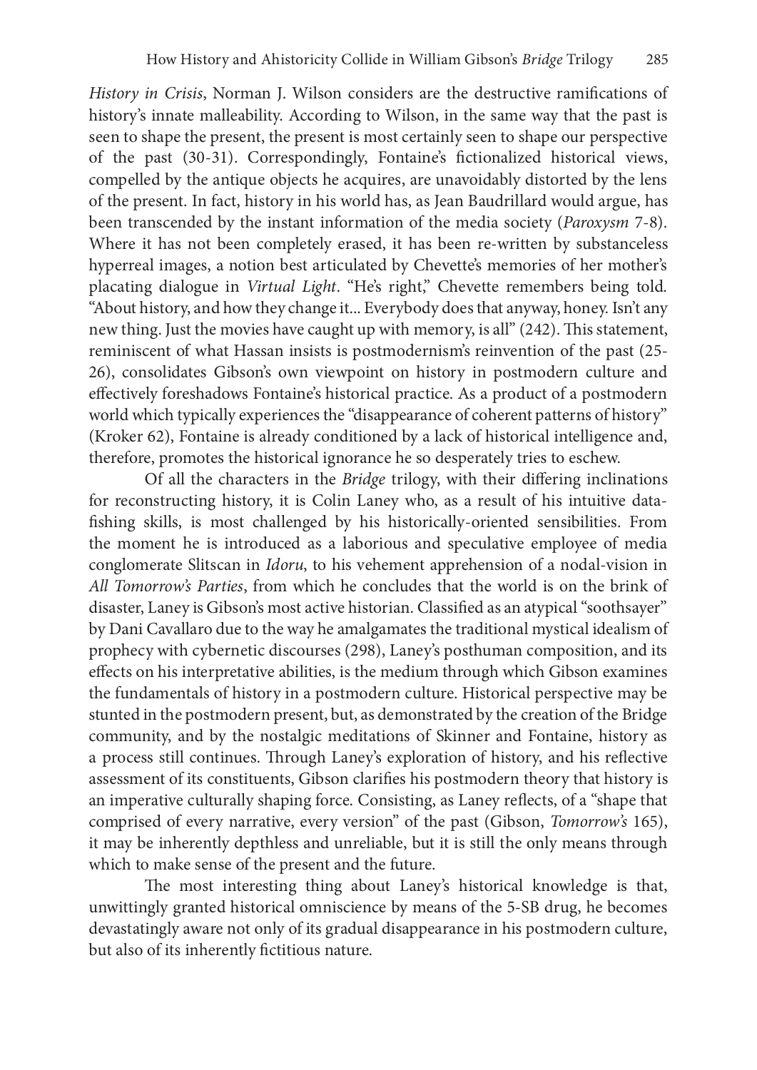*History in Crisis*, Norman J. Wilson considers are the destructive ramifications of history's innate malleability. According to Wilson, in the same way that the past is seen to shape the present, the present is most certainly seen to shape our perspective of the past (30-31). Correspondingly, Fontaine's fictionalized historical views, compelled by the antique objects he acquires, are unavoidably distorted by the lens of the present. In fact, history in his world has, as Jean Baudrillard would argue, has been transcended by the instant information of the media society (*Paroxysm* 7-8). Where it has not been completely erased, it has been re-written by substanceless hyperreal images, a notion best articulated by Chevette's memories of her mother's placating dialogue in *Virtual Light*. "He's right," Chevette remembers being told. "About history, and how they change it... Everybody does that anyway, honey. Isn't any new thing. Just the movies have caught up with memory, is all" (242). This statement, reminiscent of what Hassan insists is postmodernism's reinvention of the past (25-26), consolidates Gibson's own viewpoint on history in postmodern culture and effectively foreshadows Fontaine's historical practice. As a product of a postmodern world which typically experiences the "disappearance of coherent patterns of history" (Kroker 62), Fontaine is already conditioned by a lack of historical intelligence and, therefore, promotes the historical ignorance he so desperately tries to eschew.

Of all the characters in the *Bridge* trilogy, with their differing inclinations for reconstructing history, it is Colin Laney who, as a result of his intuitive data-fishing skills, is most challenged by his historically-oriented sensibilities. From the moment he is introduced as a laborious and speculative employee of media conglomerate Slitscan in *Idoru*, to his vehement apprehension of a nodal-vision in *All Tomorrow's Parties*, from which he concludes that the world is on the brink of disaster, Laney is Gibson's most active historian. Classified as an atypical "soothsayer" by Dani Cavallaro due to the way he amalgamates the traditional mystical idealism of prophecy with cybernetic discourses (298), Laney's posthuman composition, and its effects on his interpretative abilities, is the medium through which Gibson examines the fundamentals of history in a postmodern culture. Historical perspective may be stunted in the postmodern present, but, as demonstrated by the creation of the Bridge community, and by the nostalgic meditations of Skinner and Fontaine, history as a process still continues. Through Laney's exploration of history, and his reflective assessment of its constituents, Gibson clarifies his postmodern theory that history is an imperative culturally shaping force. Consisting, as Laney reflects, of a "shape that comprised of every narrative, every version" of the past (Gibson, *Tomorrow's* 165), it may be inherently depthless and unreliable, but it is still the only means through which to make sense of the present and the future.

The most interesting thing about Laney's historical knowledge is that, unwittingly granted historical omniscience by means of the 5-SB drug, he becomes devastatingly aware not only of its gradual disappearance in his postmodern culture, but also of its inherently fictitious nature.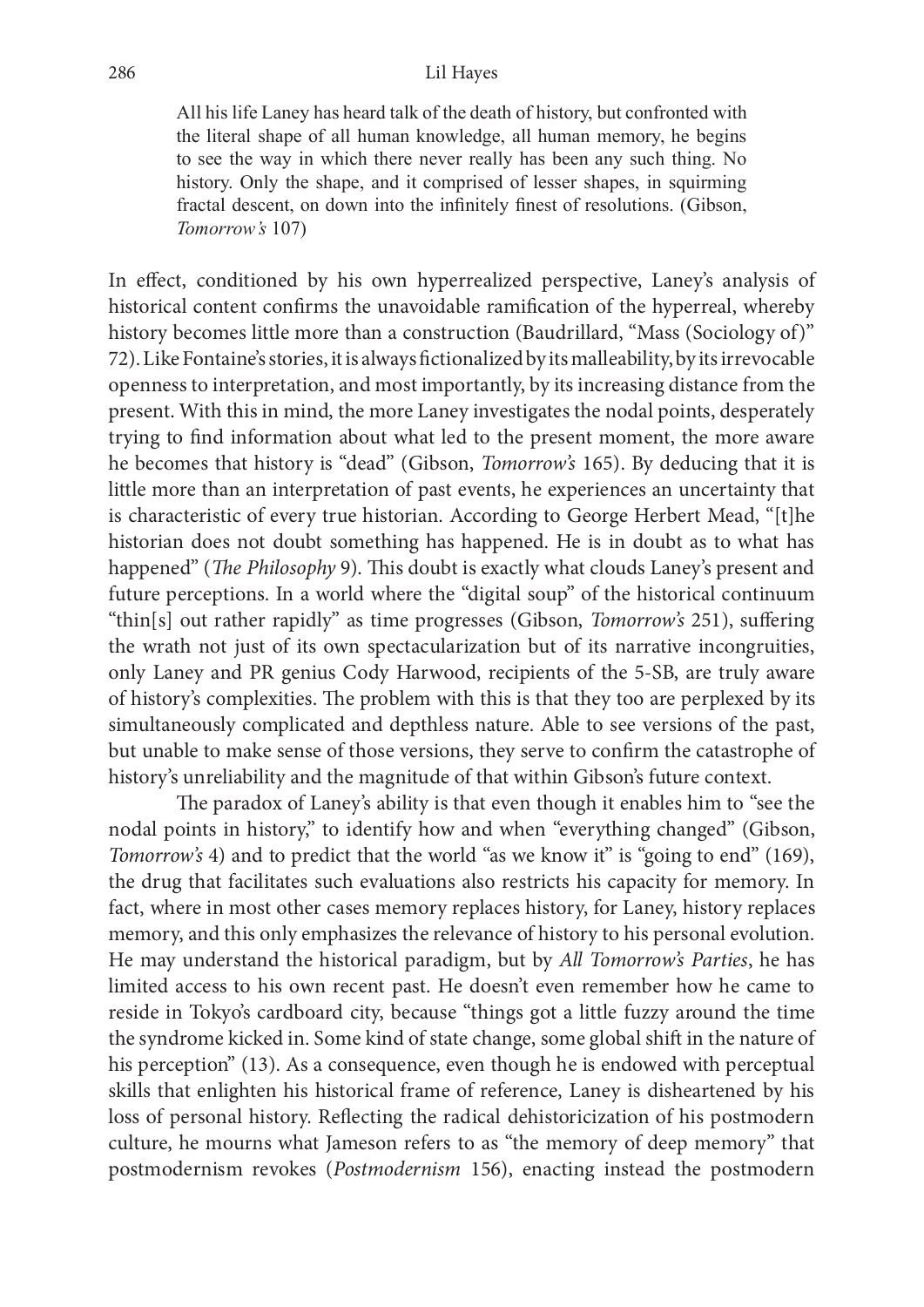> All his life Laney has heard talk of the death of history, but confronted with the literal shape of all human knowledge, all human memory, he begins to see the way in which there never really has been any such thing. No history. Only the shape, and it comprised of lesser shapes, in squirming fractal descent, on down into the infinitely finest of resolutions. (Gibson, *Tomorrow's* 107)

In effect, conditioned by his own hyperrealized perspective, Laney's analysis of historical content confirms the unavoidable ramification of the hyperreal, whereby history becomes little more than a construction (Baudrillard, "Mass (Sociology of)" 72). Like Fontaine's stories, it is always fictionalized by its malleability, by its irrevocable openness to interpretation, and most importantly, by its increasing distance from the present. With this in mind, the more Laney investigates the nodal points, desperately trying to find information about what led to the present moment, the more aware he becomes that history is "dead" (Gibson, *Tomorrow's* 165). By deducing that it is little more than an interpretation of past events, he experiences an uncertainty that is characteristic of every true historian. According to George Herbert Mead, "[t]he historian does not doubt something has happened. He is in doubt as to what has happened" (*The Philosophy* 9). This doubt is exactly what clouds Laney's present and future perceptions. In a world where the "digital soup" of the historical continuum "thin[s] out rather rapidly" as time progresses (Gibson, *Tomorrow's* 251), suffering the wrath not just of its own spectacularization but of its narrative incongruities, only Laney and PR genius Cody Harwood, recipients of the 5-SB, are truly aware of history's complexities. The problem with this is that they too are perplexed by its simultaneously complicated and depthless nature. Able to see versions of the past, but unable to make sense of those versions, they serve to confirm the catastrophe of history's unreliability and the magnitude of that within Gibson's future context.

The paradox of Laney's ability is that even though it enables him to "see the nodal points in history," to identify how and when "everything changed" (Gibson, *Tomorrow's* 4) and to predict that the world "as we know it" is "going to end" (169), the drug that facilitates such evaluations also restricts his capacity for memory. In fact, where in most other cases memory replaces history, for Laney, history replaces memory, and this only emphasizes the relevance of history to his personal evolution. He may understand the historical paradigm, but by *All Tomorrow's Parties*, he has limited access to his own recent past. He doesn't even remember how he came to reside in Tokyo's cardboard city, because "things got a little fuzzy around the time the syndrome kicked in. Some kind of state change, some global shift in the nature of his perception" (13). As a consequence, even though he is endowed with perceptual skills that enlighten his historical frame of reference, Laney is disheartened by his loss of personal history. Reflecting the radical dehistoricization of his postmodern culture, he mourns what Jameson refers to as "the memory of deep memory" that postmodernism revokes (*Postmodernism* 156), enacting instead the postmodern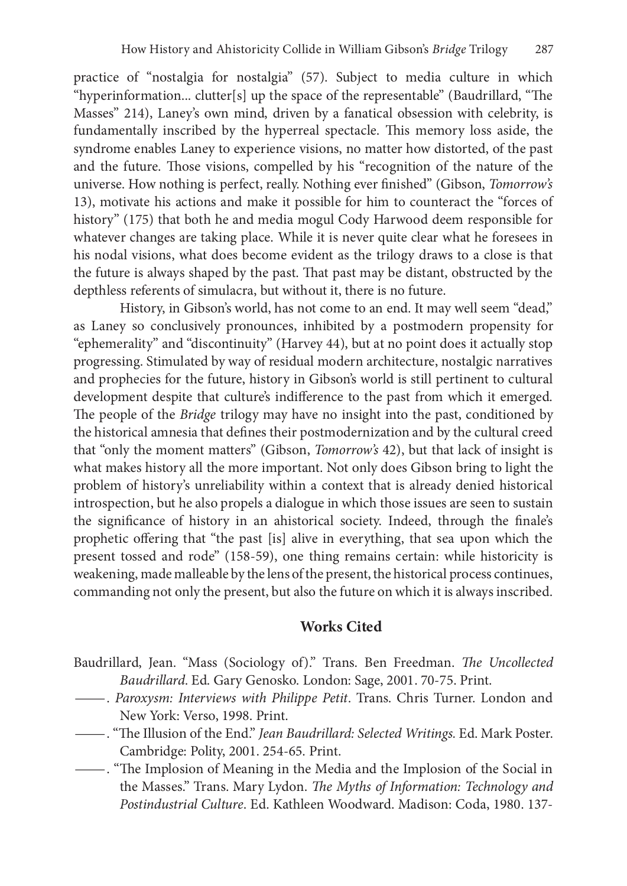practice of "nostalgia for nostalgia" (57). Subject to media culture in which "hyperinformation... clutter[s] up the space of the representable" (Baudrillard, "The Masses" 214), Laney's own mind, driven by a fanatical obsession with celebrity, is fundamentally inscribed by the hyperreal spectacle. This memory loss aside, the syndrome enables Laney to experience visions, no matter how distorted, of the past and the future. Those visions, compelled by his "recognition of the nature of the universe. How nothing is perfect, really. Nothing ever finished" (Gibson, *Tomorrow's* 13), motivate his actions and make it possible for him to counteract the "forces of history" (175) that both he and media mogul Cody Harwood deem responsible for whatever changes are taking place. While it is never quite clear what he foresees in his nodal visions, what does become evident as the trilogy draws to a close is that the future is always shaped by the past. That past may be distant, obstructed by the depthless referents of simulacra, but without it, there is no future.

History, in Gibson's world, has not come to an end. It may well seem "dead," as Laney so conclusively pronounces, inhibited by a postmodern propensity for "ephemerality" and "discontinuity" (Harvey 44), but at no point does it actually stop progressing. Stimulated by way of residual modern architecture, nostalgic narratives and prophecies for the future, history in Gibson's world is still pertinent to cultural development despite that culture's indifference to the past from which it emerged. The people of the *Bridge* trilogy may have no insight into the past, conditioned by the historical amnesia that defines their postmodernization and by the cultural creed that "only the moment matters" (Gibson, *Tomorrow's* 42), but that lack of insight is what makes history all the more important. Not only does Gibson bring to light the problem of history's unreliability within a context that is already denied historical introspection, but he also propels a dialogue in which those issues are seen to sustain the significance of history in an ahistorical society. Indeed, through the finale's prophetic offering that "the past [is] alive in everything, that sea upon which the present tossed and rode" (158-59), one thing remains certain: while historicity is weakening, made malleable by the lens of the present, the historical process continues, commanding not only the present, but also the future on which it is always inscribed.

## Works Cited

Baudrillard, Jean. "Mass (Sociology of)." Trans. Ben Freedman. *The Uncollected Baudrillard*. Ed. Gary Genosko. London: Sage, 2001. 70-75. Print.

———. *Paroxysm: Interviews with Philippe Petit*. Trans. Chris Turner. London and New York: Verso, 1998. Print.

———. "The Illusion of the End." *Jean Baudrillard: Selected Writings*. Ed. Mark Poster. Cambridge: Polity, 2001. 254-65. Print.

———. "The Implosion of Meaning in the Media and the Implosion of the Social in the Masses." Trans. Mary Lydon. *The Myths of Information: Technology and Postindustrial Culture*. Ed. Kathleen Woodward. Madison: Coda, 1980. 137-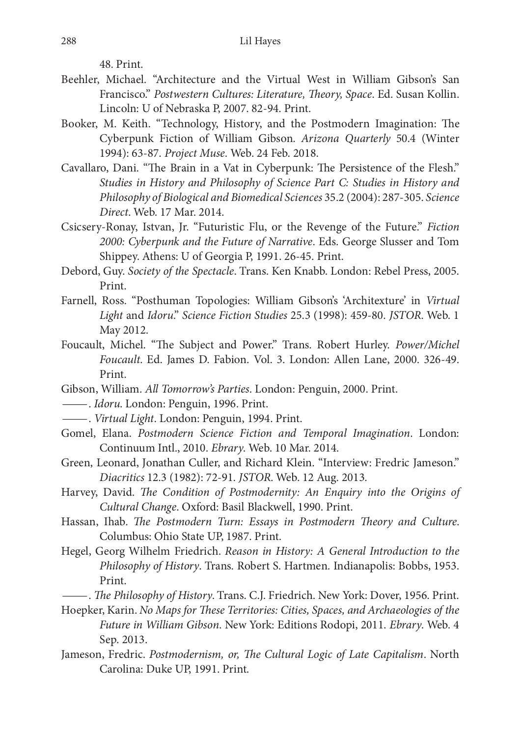48. Print.

Beehler, Michael. "Architecture and the Virtual West in William Gibson's San Francisco." *Postwestern Cultures: Literature, Theory, Space*. Ed. Susan Kollin. Lincoln: U of Nebraska P, 2007. 82-94. Print.

Booker, M. Keith. "Technology, History, and the Postmodern Imagination: The Cyberpunk Fiction of William Gibson. *Arizona Quarterly* 50.4 (Winter 1994): 63-87. *Project Muse*. Web. 24 Feb. 2018.

Cavallaro, Dani. "The Brain in a Vat in Cyberpunk: The Persistence of the Flesh." *Studies in History and Philosophy of Science Part C: Studies in History and Philosophy of Biological and Biomedical Sciences* 35.2 (2004): 287-305. *Science Direct*. Web. 17 Mar. 2014.

Csicsery-Ronay, Istvan, Jr. "Futuristic Flu, or the Revenge of the Future." *Fiction 2000: Cyberpunk and the Future of Narrative*. Eds. George Slusser and Tom Shippey. Athens: U of Georgia P, 1991. 26-45. Print.

Debord, Guy. *Society of the Spectacle*. Trans. Ken Knabb. London: Rebel Press, 2005. Print.

Farnell, Ross. "Posthuman Topologies: William Gibson's 'Architexture' in *Virtual Light* and *Idoru*." *Science Fiction Studies* 25.3 (1998): 459-80. *JSTOR*. Web. 1 May 2012.

Foucault, Michel. "The Subject and Power." Trans. Robert Hurley. *Power/Michel Foucault*. Ed. James D. Fabion. Vol. 3. London: Allen Lane, 2000. 326-49. Print.

Gibson, William. *All Tomorrow's Parties*. London: Penguin, 2000. Print.

——. *Idoru*. London: Penguin, 1996. Print.

——. *Virtual Light*. London: Penguin, 1994. Print.

Gomel, Elana. *Postmodern Science Fiction and Temporal Imagination*. London: Continuum Intl., 2010. *Ebrary*. Web. 10 Mar. 2014.

Green, Leonard, Jonathan Culler, and Richard Klein. "Interview: Fredric Jameson." *Diacritics* 12.3 (1982): 72-91. *JSTOR*. Web. 12 Aug. 2013.

Harvey, David. *The Condition of Postmodernity: An Enquiry into the Origins of Cultural Change*. Oxford: Basil Blackwell, 1990. Print.

Hassan, Ihab. *The Postmodern Turn: Essays in Postmodern Theory and Culture*. Columbus: Ohio State UP, 1987. Print.

Hegel, Georg Wilhelm Friedrich. *Reason in History: A General Introduction to the Philosophy of History*. Trans. Robert S. Hartmen. Indianapolis: Bobbs, 1953. Print.

——. *The Philosophy of History*. Trans. C.J. Friedrich. New York: Dover, 1956. Print.

Hoepker, Karin. *No Maps for These Territories: Cities, Spaces, and Archaeologies of the Future in William Gibson*. New York: Editions Rodopi, 2011. *Ebrary*. Web. 4 Sep. 2013.

Jameson, Fredric. *Postmodernism, or, The Cultural Logic of Late Capitalism*. North Carolina: Duke UP, 1991. Print.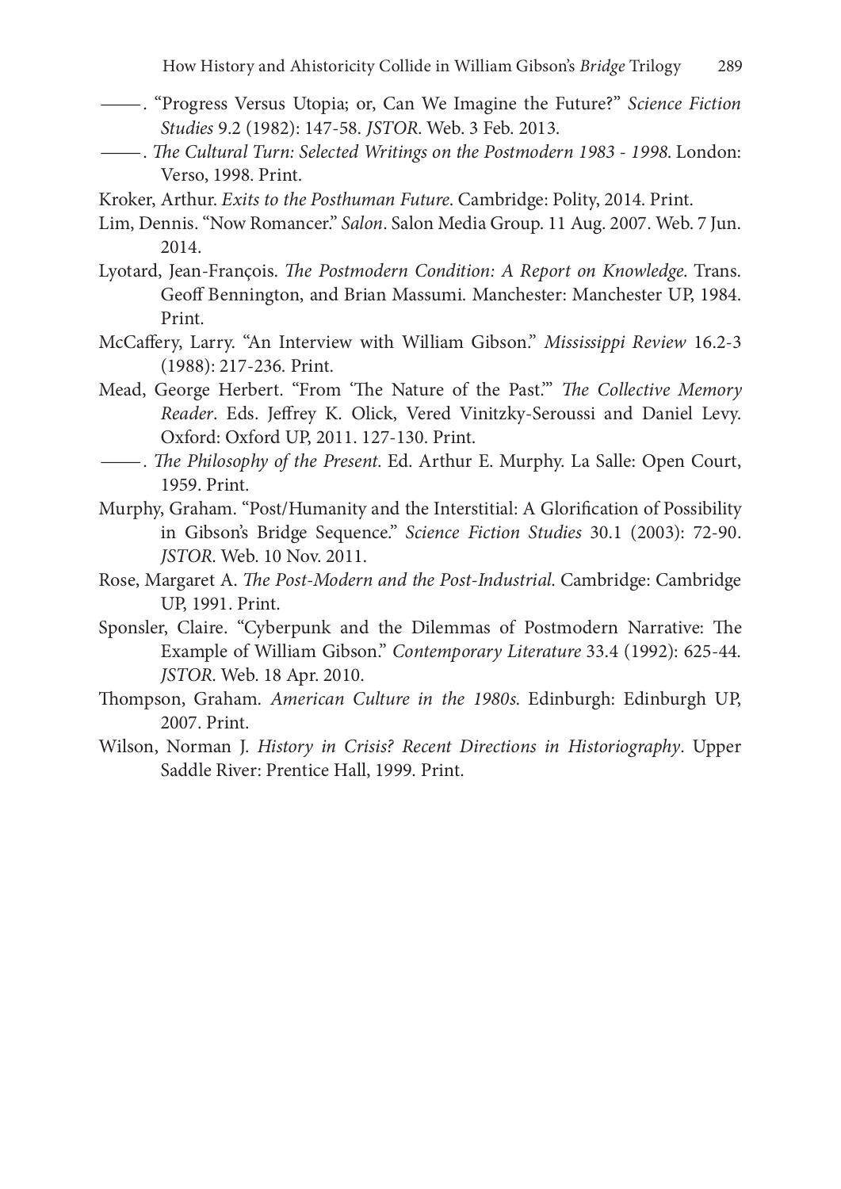——. "Progress Versus Utopia; or, Can We Imagine the Future?" *Science Fiction Studies* 9.2 (1982): 147-58. *JSTOR*. Web. 3 Feb. 2013.

——. *The Cultural Turn: Selected Writings on the Postmodern 1983 - 1998*. London: Verso, 1998. Print.

Kroker, Arthur. *Exits to the Posthuman Future*. Cambridge: Polity, 2014. Print.

Lim, Dennis. "Now Romancer." *Salon*. Salon Media Group. 11 Aug. 2007. Web. 7 Jun. 2014.

Lyotard, Jean-François. *The Postmodern Condition: A Report on Knowledge*. Trans. Geoff Bennington, and Brian Massumi. Manchester: Manchester UP, 1984. Print.

McCaffery, Larry. "An Interview with William Gibson." *Mississippi Review* 16.2-3 (1988): 217-236. Print.

Mead, George Herbert. "From 'The Nature of the Past.'" *The Collective Memory Reader*. Eds. Jeffrey K. Olick, Vered Vinitzky-Seroussi and Daniel Levy. Oxford: Oxford UP, 2011. 127-130. Print.

——. *The Philosophy of the Present*. Ed. Arthur E. Murphy. La Salle: Open Court, 1959. Print.

Murphy, Graham. "Post/Humanity and the Interstitial: A Glorification of Possibility in Gibson's Bridge Sequence." *Science Fiction Studies* 30.1 (2003): 72-90. *JSTOR*. Web. 10 Nov. 2011.

Rose, Margaret A. *The Post-Modern and the Post-Industrial*. Cambridge: Cambridge UP, 1991. Print.

Sponsler, Claire. "Cyberpunk and the Dilemmas of Postmodern Narrative: The Example of William Gibson." *Contemporary Literature* 33.4 (1992): 625-44. *JSTOR*. Web. 18 Apr. 2010.

Thompson, Graham. *American Culture in the 1980s*. Edinburgh: Edinburgh UP, 2007. Print.

Wilson, Norman J. *History in Crisis? Recent Directions in Historiography*. Upper Saddle River: Prentice Hall, 1999. Print.